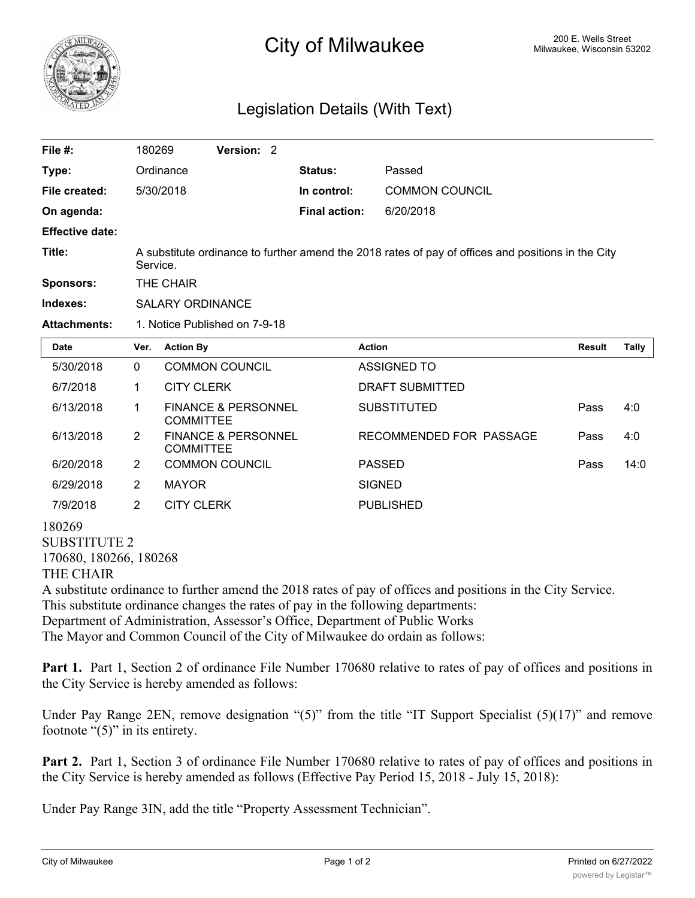# City of Milwaukee

200 E. Wells Street
Milwaukee, Wisconsin 53202

## Legislation Details (With Text)

| | | | | |
|---|---|---|---|---|
| **File #:** | 180269 | **Version:** 2 | | |
| **Type:** | Ordinance | | **Status:** | Passed |
| **File created:** | 5/30/2018 | | **In control:** | COMMON COUNCIL |
| **On agenda:** | | | **Final action:** | 6/20/2018 |
| **Effective date:** | | | | |

**Title:** A substitute ordinance to further amend the 2018 rates of pay of offices and positions in the City Service.

**Sponsors:** THE CHAIR

**Indexes:** SALARY ORDINANCE

**Attachments:** 1. Notice Published on 7-9-18

| Date | Ver. | Action By | Action | Result | Tally |
|---|---|---|---|---|---|
| 5/30/2018 | 0 | COMMON COUNCIL | ASSIGNED TO | | |
| 6/7/2018 | 1 | CITY CLERK | DRAFT SUBMITTED | | |
| 6/13/2018 | 1 | FINANCE & PERSONNEL COMMITTEE | SUBSTITUTED | Pass | 4:0 |
| 6/13/2018 | 2 | FINANCE & PERSONNEL COMMITTEE | RECOMMENDED FOR PASSAGE | Pass | 4:0 |
| 6/20/2018 | 2 | COMMON COUNCIL | PASSED | Pass | 14:0 |
| 6/29/2018 | 2 | MAYOR | SIGNED | | |
| 7/9/2018 | 2 | CITY CLERK | PUBLISHED | | |

180269
SUBSTITUTE 2
170680, 180266, 180268
THE CHAIR
A substitute ordinance to further amend the 2018 rates of pay of offices and positions in the City Service.
This substitute ordinance changes the rates of pay in the following departments:
Department of Administration, Assessor's Office, Department of Public Works
The Mayor and Common Council of the City of Milwaukee do ordain as follows:

**Part 1.** Part 1, Section 2 of ordinance File Number 170680 relative to rates of pay of offices and positions in the City Service is hereby amended as follows:

Under Pay Range 2EN, remove designation "(5)" from the title "IT Support Specialist (5)(17)" and remove footnote "(5)" in its entirety.

**Part 2.** Part 1, Section 3 of ordinance File Number 170680 relative to rates of pay of offices and positions in the City Service is hereby amended as follows (Effective Pay Period 15, 2018 - July 15, 2018):

Under Pay Range 3IN, add the title "Property Assessment Technician".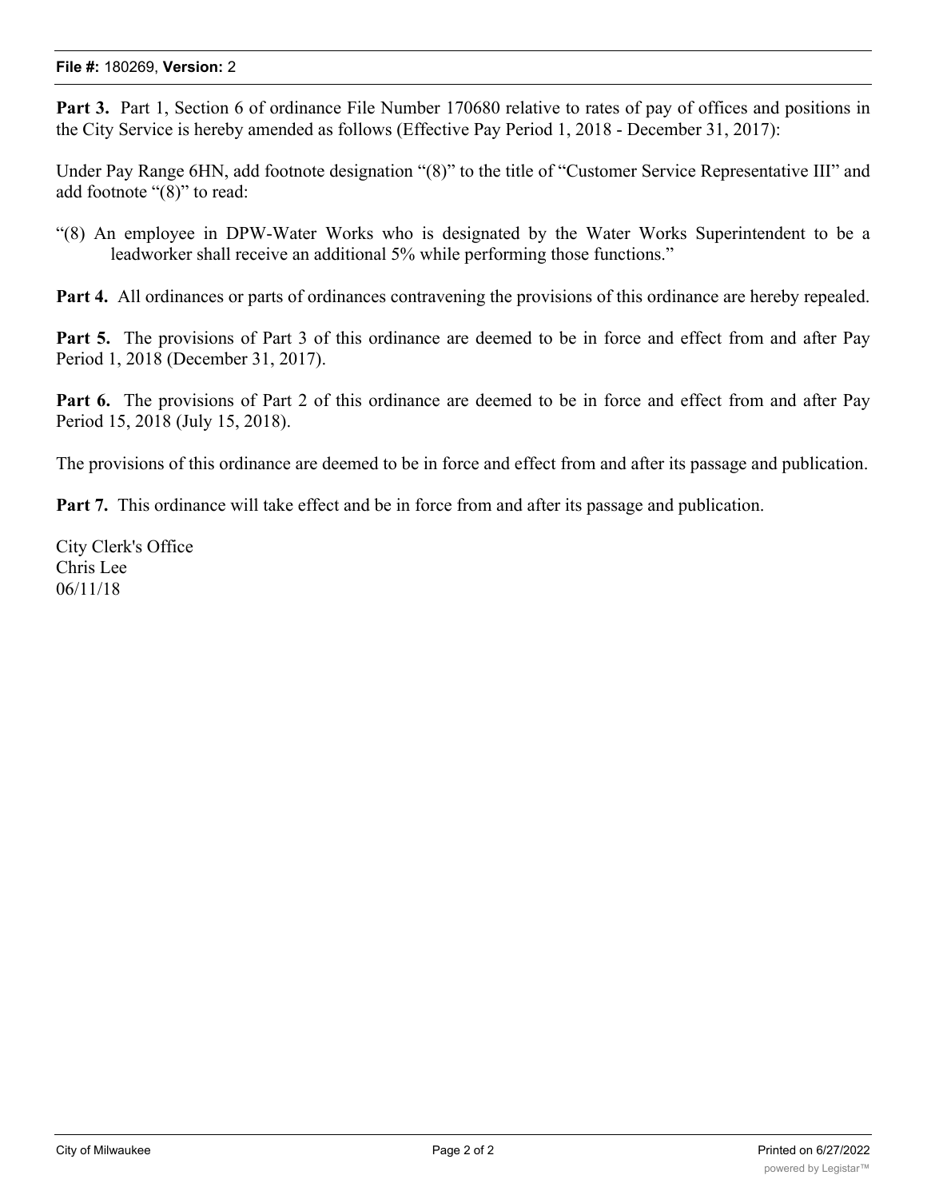**Part 3.** Part 1, Section 6 of ordinance File Number 170680 relative to rates of pay of offices and positions in the City Service is hereby amended as follows (Effective Pay Period 1, 2018 - December 31, 2017):

Under Pay Range 6HN, add footnote designation "(8)" to the title of "Customer Service Representative III" and add footnote "(8)" to read:

"(8) An employee in DPW-Water Works who is designated by the Water Works Superintendent to be a leadworker shall receive an additional 5% while performing those functions."

**Part 4.** All ordinances or parts of ordinances contravening the provisions of this ordinance are hereby repealed.

**Part 5.** The provisions of Part 3 of this ordinance are deemed to be in force and effect from and after Pay Period 1, 2018 (December 31, 2017).

**Part 6.** The provisions of Part 2 of this ordinance are deemed to be in force and effect from and after Pay Period 15, 2018 (July 15, 2018).

The provisions of this ordinance are deemed to be in force and effect from and after its passage and publication.

**Part 7.** This ordinance will take effect and be in force from and after its passage and publication.

City Clerk's Office
Chris Lee
06/11/18